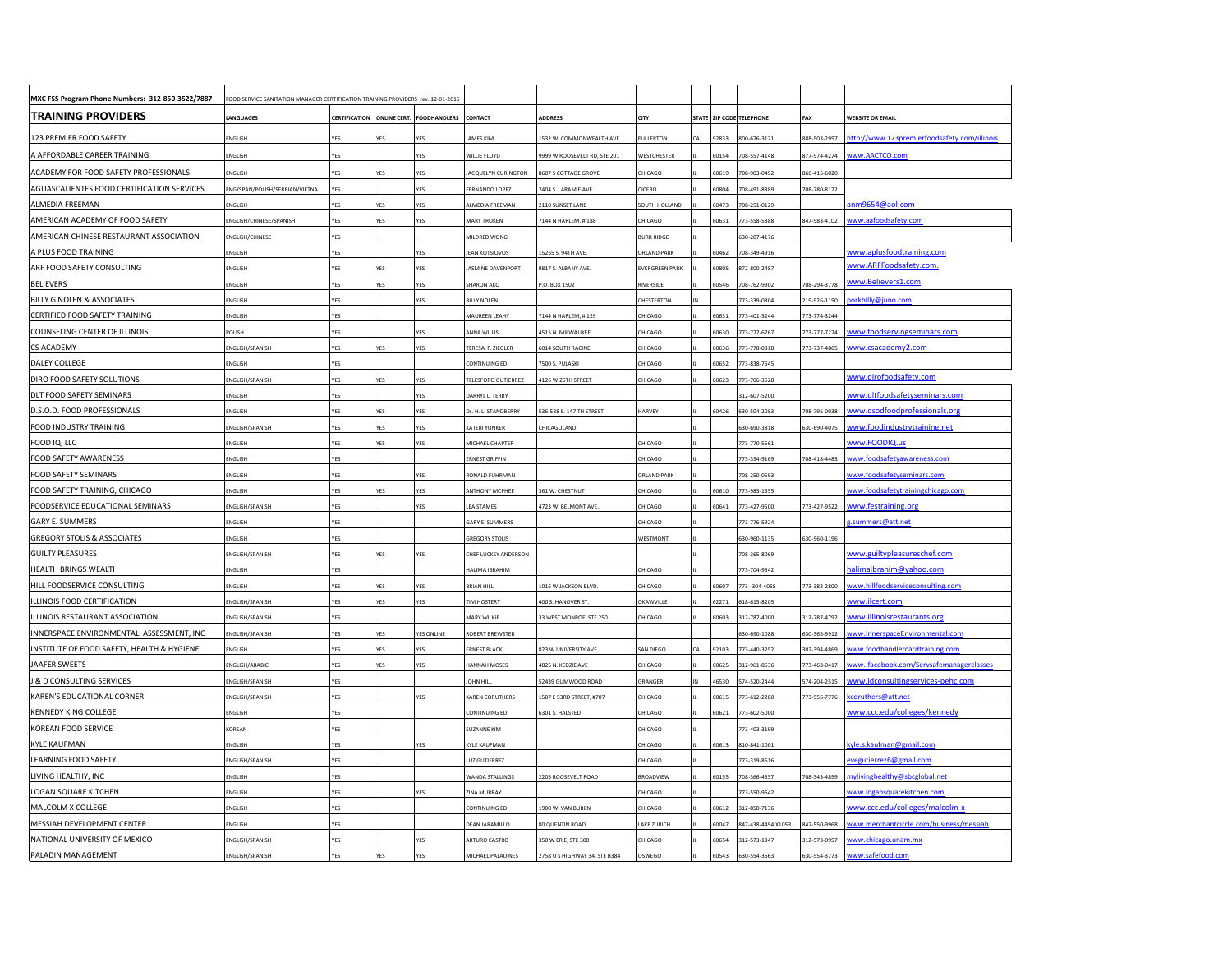**MXC FSS Program Phone Numbers: 312-850-3522/7887** — FOOD SERVICE SANITATION MANAGER CERTIFICATION TRAINING PROVIDERS rev. 12-01-2015

| TRAINING PROVIDERS | LANGUAGES | CERTIFICATION | ONLINE CERT. | FOODHANDLERS | CONTACT | ADDRESS | CITY | STATE | ZIP CODE | TELEPHONE | FAX | WEBSITE OR EMAIL |
|---|---|---|---|---|---|---|---|---|---|---|---|---|
| 123 PREMIER FOOD SAFETY | ENGLISH | YES | YES | YES | JAMES KIM | 1532 W. COMMONWEALTH AVE. | FULLERTON | CA | 92833 | 800-676-3121 | 888-503-2957 | http://www.123premierfoodsafety.com/illinois |
| A AFFORDABLE CAREER TRAINING | ENGLISH | YES | | YES | WILLIE FLOYD | 9999 W ROOSEVELT RD, STE 201 | WESTCHESTER | IL | 60154 | 708-557-4148 | 877-974-4274 | www.AACTCO.com |
| ACADEMY FOR FOOD SAFETY PROFESSIONALS | ENGLISH | YES | YES | YES | JACQUELYN CURINGTON | 8607 S COTTAGE GROVE | CHICAGO | IL | 60619 | 708-903-0492 | 866-415-6020 | |
| AGUASCALIENTES FOOD CERTIFICATION SERVICES | ENG/SPAN/POLISH/SERBIAN/VIETNA | YES | | YES | FERNANDO LOPEZ | 2404 S. LARAMIE AVE. | CICERO | IL | 60804 | 708-491-8389 | 708-780-8172 | |
| ALMEDIA FREEMAN | ENGLISH | YES | YES | YES | ALMEDIA FREEMAN | 2110 SUNSET LANE | SOUTH HOLLAND | IL | 60473 | 708-251-0129- | | anm9654@aol.com |
| AMERICAN ACADEMY OF FOOD SAFETY | ENGLISH/CHINESE/SPANISH | YES | YES | YES | MARY TROKEN | 7144 N HARLEM, # 188 | CHICAGO | IL | 60631 | 773-558-5888 | 847-983-4102 | www.aafoodsafety.com |
| AMERICAN CHINESE RESTAURANT ASSOCIATION | ENGLISH/CHINESE | YES | | | MILDRED WONG | | BURR RIDGE | IL | | 630-207-4176 | | |
| A PLUS FOOD TRAINING | ENGLISH | YES | | YES | JEAN KOTSIOVOS | 15255 S. 94TH AVE. | ORLAND PARK | IL | 60462 | 708-349-4916 | | www.aplusfoodtraining.com |
| ARF FOOD SAFETY CONSULTING | ENGLISH | YES | YES | YES | JASMINE DAVENPORT | 9817 S. ALBANY AVE. | EVERGREEN PARK | IL | 60805 | 872-800-2487 | | www.ARFFoodsafety.com. |
| BELIEVERS | ENGLISH | YES | YES | YES | SHARON AKO | P.O. BOX 1502 | RIVERSIDE | IL | 60546 | 708-762-9902 | 708-294-3778 | www.Believers1.com |
| BILLY G NOLEN & ASSOCIATES | ENGLISH | YES | | YES | BILLY NOLEN | | CHESTERTON | IN | | 773-339-0304 | 219-926-1150 | porkbilly@juno.com |
| CERTIFIED FOOD SAFETY TRAINING | ENGLISH | YES | | | MAUREEN LEAHY | 7144 N HARLEM, # 129 | CHICAGO | IL | 60631 | 773-401-3244 | 773-774-3244 | |
| COUNSELING CENTER OF ILLINOIS | POLISH | YES | | YES | ANNA WILLIS | 4515 N. MILWAUKEE | CHICAGO | IL | 60630 | 773-777-6767 | 773-777-7274 | www.foodservingseminars.com |
| CS ACADEMY | ENGLISH/SPANISH | YES | YES | YES | TERESA F. ZIEGLER | 6014 SOUTH RACINE | CHICAGO | IL | 60636 | 773-778-0818 | 773-737-4865 | www.csacademy2.com |
| DALEY COLLEGE | ENGLISH | YES | | | CONTINUING ED. | 7500 S. PULASKI | CHICAGO | IL | 60652 | 773-838-7545 | | |
| DIRO FOOD SAFETY SOLUTIONS | ENGLISH/SPANISH | YES | YES | YES | TELESFORO GUTIERREZ | 4126 W 26TH STREET | CHICAGO | IL | 60623 | 773-706-3528 | | www.dirofoodsafety.com |
| DLT FOOD SAFETY SEMINARS | ENGLISH | YES | | YES | DARRYL L. TERRY | | | | | 312-607-5200 | | www.dltfoodsafetyseminars.com |
| D.S.O.D. FOOD PROFESSIONALS | ENGLISH | YES | YES | YES | Dr. H. L. STANDBERRY | 536-538 E. 147 TH STREET | HARVEY | IL | 60426 | 630-504-2083 | 708-795-0038 | www.dsodfoodprofessionals.org |
| FOOD INDUSTRY TRAINING | ENGLISH/SPANISH | YES | YES | YES | KATERI YUNKER | CHICAGOLAND | | IL | | 630-690-3818 | 630-690-4075 | www.foodindustrytraining.net |
| FOOD IQ, LLC | ENGLISH | YES | YES | YES | MICHAEL CHAPTER | | CHICAGO | IL | | 773-770-5561 | | www.FOODIQ.us |
| FOOD SAFETY AWARENESS | ENGLISH | YES | | | ERNEST GRIFFIN | | CHICAGO | IL | | 773-354-9169 | 708-418-4483 | www.foodsafetyawareness.com |
| FOOD SAFETY SEMINARS | ENGLISH | YES | | YES | RONALD FUHRMAN | | ORLAND PARK | IL | | 708-250-0593 | | www.foodsafetyseminars.com |
| FOOD SAFETY TRAINING, CHICAGO | ENGLISH | YES | YES | YES | ANTHONY MCPHEE | 361 W. CHESTNUT | CHICAGO | IL | 60610 | 773-983-1355 | | www.foodsafetytrainingchicago.com |
| FOODSERVICE EDUCATIONAL SEMINARS | ENGLISH/SPANISH | YES | | YES | LEA STAMES | 4723 W. BELMONT AVE. | CHICAGO | IL | 60641 | 773-427-9500 | 773-427-9522 | www.festraining.org |
| GARY E. SUMMERS | ENGLISH | YES | | | GARY E. SUMMERS | | CHICAGO | IL | | 773-776-5924 | | g.summers@att.net |
| GREGORY STOLIS & ASSOCIATES | ENGLISH | YES | | | GREGORY STOLIS | | WESTMONT | IL | | 630-960-1135 | 630-960-1196 | |
| GUILTY PLEASURES | ENGLISH/SPANISH | YES | YES | YES | CHEF LUCKEY ANDERSON | | | IL | | 708-365-8069 | | www.guiltypleasureschef.com |
| HEALTH BRINGS WEALTH | ENGLISH | YES | | | HALIMA IBRAHIM | | CHICAGO | IL | | 773-704-9542 | | halimaibrahim@yahoo.com |
| HILL FOODSERVICE CONSULTING | ENGLISH | YES | YES | YES | BRIAN HILL | 1016 W JACKSON BLVD. | CHICAGO | IL | 60607 | 773--304-4058 | 773-382-2800 | www.hillfoodserviceconsulting.com |
| ILLINOIS FOOD CERTIFICATION | ENGLISH/SPANISH | YES | YES | YES | TIM HOSTERT | 400 S. HANOVER ST. | OKAWVILLE | IL | 62271 | 618-615-8205 | | www.ilcert.com |
| ILLINOIS RESTAURANT ASSOCIATION | ENGLISH/SPANISH | YES | | | MARY WILKIE | 33 WEST MONROE, STE 250 | CHICAGO | IL | 60603 | 312-787-4000 | 312-787-4792 | www.illinoisrestaurants.org |
| INNERSPACE ENVIRONMENTAL ASSESSMENT, INC | ENGLISH/SPANISH | YES | YES | YES ONLINE | ROBERT BREWSTER | | | | | 630-690-1088 | 630-365-9912 | www.InnerspaceEnvironmental.com |
| INSTITUTE OF FOOD SAFETY, HEALTH & HYGIENE | ENGLISH | YES | YES | YES | ERNEST BLACK | 823 W UNIVERSITY AVE | SAN DIEGO | CA | 92103 | 773-440-3252 | 302-394-4869 | www.foodhandlercardtraining.com |
| JAAFER SWEETS | ENGLISH/ARABIC | YES | YES | YES | HANNAH MOSES | 4825 N. KEDZIE AVE | CHICAGO | IL | 60625 | 312-961-8636 | 773-463-0417 | www..facebook.com/Servsafemanagerclasses |
| J & D CONSULTING SERVICES | ENGLISH/SPANISH | YES | | | JOHN HILL | 52439 GUMWOOD ROAD | GRANGER | IN | 46530 | 574-520-2444 | 574-204-2515 | www.jdconsultingservices-pehc.com |
| KAREN'S EDUCATIONAL CORNER | ENGLISH/SPANISH | YES | | YES | KAREN CORUTHERS | 1507 E 53RD STREET, #707 | CHICAGO | IL | 60615 | 773-612-2280 | 773-955-7776 | kcoruthers@att.net |
| KENNEDY KING COLLEGE | ENGLISH | YES | | | CONTINUING ED | 6301 S. HALSTED | CHICAGO | IL | 60621 | 773-602-5000 | | www.ccc.edu/colleges/kennedy |
| KOREAN FOOD SERVICE | KOREAN | YES | | | SUZANNE KIM | | CHICAGO | IL | | 773-403-3199 | | |
| KYLE KAUFMAN | ENGLISH | YES | | YES | KYLE KAUFMAN | | CHICAGO | IL | 60613 | 810-841-1001 | | kyle.s.kaufman@gmail.com |
| LEARNING FOOD SAFETY | ENGLISH/SPANISH | YES | | | LUZ GUTIERREZ | | CHICAGO | IL | | 773-319-8616 | | evegutierrez6@gmail.com |
| LIVING HEALTHY, INC | ENGLISH | YES | | | WANDA STALLINGS | 2205 ROOSEVELT ROAD | BROADVIEW | IL | 60155 | 708-366-4557 | 708-343-4899 | mylivinghealthy@sbcglobal.net |
| LOGAN SQUARE KITCHEN | ENGLISH | YES | | YES | ZINA MURRAY | | CHICAGO | IL | | 773-550-9642 | | www.logansquarekitchen.com |
| MALCOLM X COLLEGE | ENGLISH | YES | | | CONTINUING ED | 1900 W. VAN BUREN | CHICAGO | IL | 60612 | 312-850-7136 | | www.ccc.edu/colleges/malcolm-x |
| MESSIAH DEVELOPMENT CENTER | ENGLISH | YES | | | DEAN JARAMILLO | 80 QUENTIN ROAD | LAKE ZURICH | IL | 60047 | 847-438-4494 X1053 | 847-550-9968 | www.merchantcircle.com/business/messiah |
| NATIONAL UNIVERSITY OF MEXICO | ENGLISH/SPANISH | YES | | YES | ARTURO CASTRO | 350 W ERIE, STE 300 | CHICAGO | IL | 60654 | 312-573-1347 | 312-573-0957 | www.chicago.unam.mx |
| PALADIN MANAGEMENT | ENGLISH/SPANISH | YES | YES | YES | MICHAEL PALADINES | 2758 U S HIGHWAY 34, STE B384 | OSWEGO | IL | 60543 | 630-554-3663 | 630-554-3773 | www.safefood.com |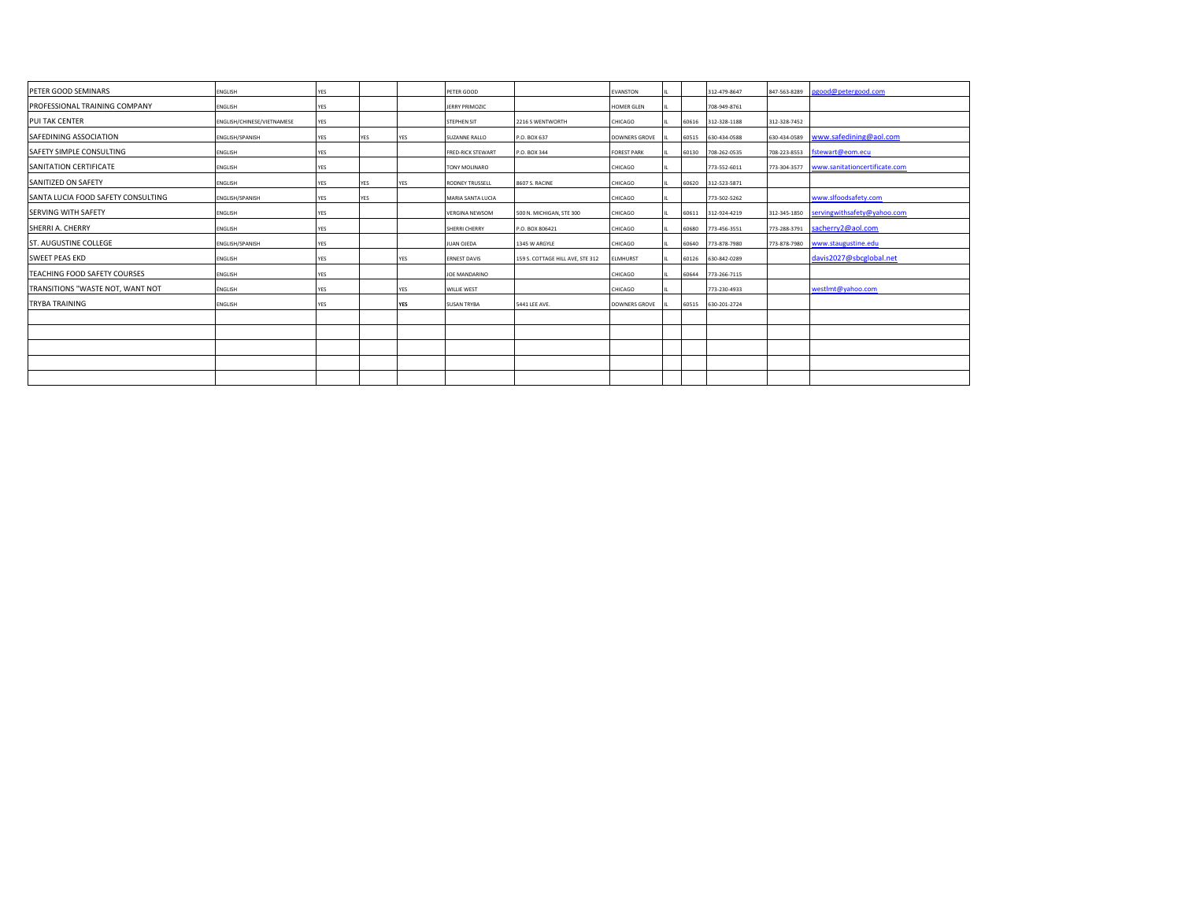| | | | | | | | | | | | | | |
|---|---|---|---|---|---|---|---|---|---|---|---|---|---|
| PETER GOOD SEMINARS | ENGLISH | YES | | | PETER GOOD | | EVANSTON | IL | | 312-479-8647 | 847-563-8289 | pgood@petergood.com |
| PROFESSIONAL TRAINING COMPANY | ENGLISH | YES | | | JERRY PRIMOZIC | | HOMER GLEN | IL | | 708-949-8761 | | |
| PUI TAK CENTER | ENGLISH/CHINESE/VIETNAMESE | YES | | | STEPHEN SIT | 2216 S WENTWORTH | CHICAGO | IL | 60616 | 312-328-1188 | 312-328-7452 | |
| SAFEDINING ASSOCIATION | ENGLISH/SPANISH | YES | YES | YES | SUZANNE RALLO | P.O. BOX 637 | DOWNERS GROVE | IL | 60515 | 630-434-0588 | 630-434-0589 | www.safedining@aol.com |
| SAFETY SIMPLE CONSULTING | ENGLISH | YES | | | FRED-RICK STEWART | P.O. BOX 344 | FOREST PARK | IL | 60130 | 708-262-0535 | 708-223-8553 | fstewart@eom.ecu |
| SANITATION CERTIFICATE | ENGLISH | YES | | | TONY MOLINARO | | CHICAGO | IL | | 773-552-6011 | 773-304-3577 | www.sanitationcertificate.com |
| SANITIZED ON SAFETY | ENGLISH | YES | YES | YES | RODNEY TRUSSELL | 8607 S. RACINE | CHICAGO | IL | 60620 | 312-523-5871 | | |
| SANTA LUCIA FOOD SAFETY CONSULTING | ENGLISH/SPANISH | YES | YES | | MARIA SANTA LUCIA | | CHICAGO | IL | | 773-502-5262 | | www.slfoodsafety.com |
| SERVING WITH SAFETY | ENGLISH | YES | | | VERGINA NEWSOM | 500 N. MICHIGAN, STE 300 | CHICAGO | IL | 60611 | 312-924-4219 | 312-345-1850 | servingwithsafety@yahoo.com |
| SHERRI A. CHERRY | ENGLISH | YES | | | SHERRI CHERRY | P.O. BOX 806421 | CHICAGO | IL | 60680 | 773-456-3551 | 773-288-3791 | sacherry2@aol.com |
| ST. AUGUSTINE COLLEGE | ENGLISH/SPANISH | YES | | | JUAN OJEDA | 1345 W ARGYLE | CHICAGO | IL | 60640 | 773-878-7980 | 773-878-7980 | www.staugustine.edu |
| SWEET PEAS EKD | ENGLISH | YES | | YES | ERNEST DAVIS | 159 S. COTTAGE HILL AVE, STE 312 | ELMHURST | IL | 60126 | 630-842-0289 | | davis2027@sbcglobal.net |
| TEACHING FOOD SAFETY COURSES | ENGLISH | YES | | | JOE MANDARINO | | CHICAGO | IL | 60644 | 773-266-7115 | | |
| TRANSITIONS "WASTE NOT, WANT NOT | ENGLISH | YES | | YES | WILLIE WEST | | CHICAGO | IL | | 773-230-4933 | | westlmt@yahoo.com |
| TRYBA TRAINING | ENGLISH | YES | | YES | SUSAN TRYBA | 5441 LEE AVE. | DOWNERS GROVE | IL | 60515 | 630-201-2724 | | |
| | | | | | | | | | | | | |
| | | | | | | | | | | | | |
| | | | | | | | | | | | | |
| | | | | | | | | | | | | |
| | | | | | | | | | | | | |